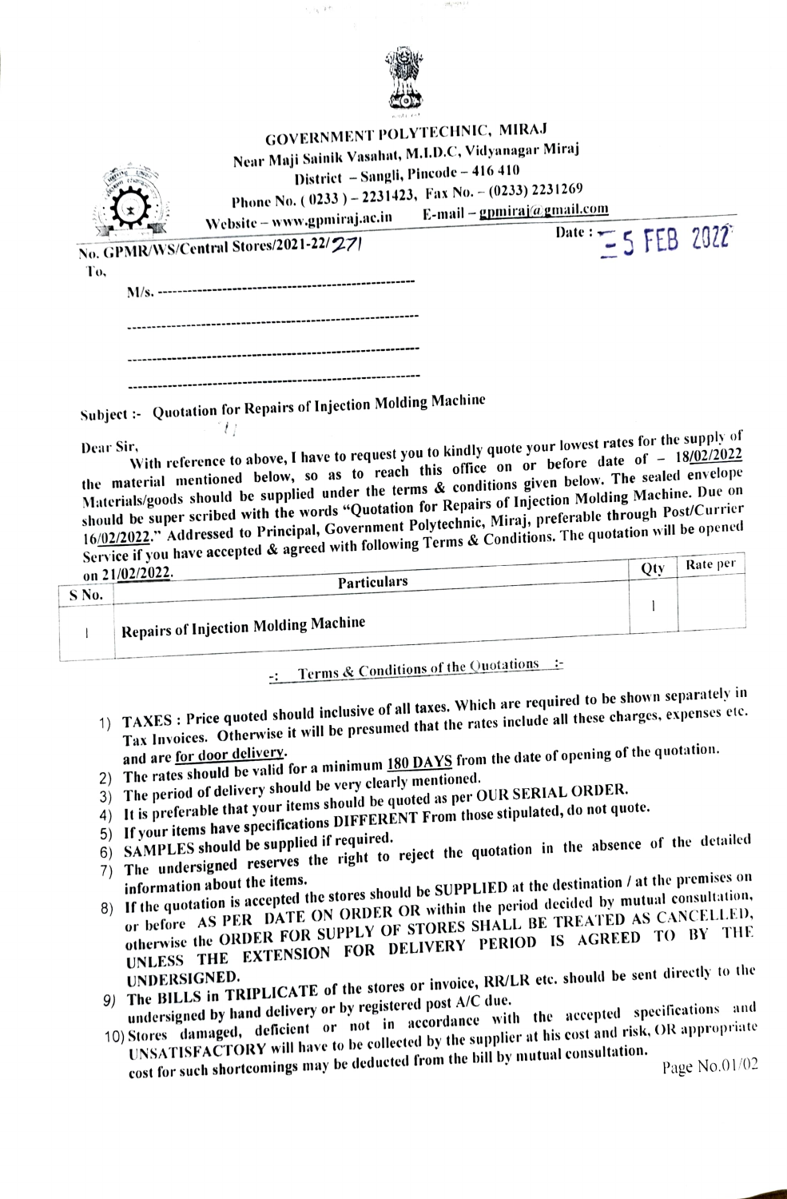# GOVERNMENT POLYTECHNIC, MIRAJ

Near Maji Sainik Vasahat, M.I.D.C, Vidyanagar Miraj
District – Sangli, Pincode – 416 410
Phone No. ( 0233 ) – 2231423, Fax No. – (0233) 2231269
Website – www.gpmiraj.ac.in E-mail – gpmiraj@gmail.com

No. GPMR/WS/Central Stores/2021-22/271

Date : 5 FEB 2022

To,

M/s. ---------------------------------------------------

---------------------------------------------------------

---------------------------------------------------------

---------------------------------------------------------

**Subject :- Quotation for Repairs of Injection Molding Machine**

Dear Sir,

With reference to above, I have to request you to kindly quote your lowest rates for the supply of the material mentioned below, so as to reach this office on or before date of – 18/02/2022 Materials/goods should be supplied under the terms & conditions given below. The sealed envelope should be super scribed with the words "Quotation for Repairs of Injection Molding Machine. Due on 16/02/2022." Addressed to Principal, Government Polytechnic, Miraj, preferable through Post/Currier Service if you have accepted & agreed with following Terms & Conditions. The quotation will be opened on 21/02/2022.

| S No. | Particulars | Qty | Rate per |
|---|---|---|---|
| 1 | Repairs of Injection Molding Machine | 1 | |

## -: Terms & Conditions of the Quotations :-

1) TAXES : Price quoted should inclusive of all taxes. Which are required to be shown separately in Tax Invoices. Otherwise it will be presumed that the rates include all these charges, expenses etc. and are for door delivery.
2) The rates should be valid for a minimum 180 DAYS from the date of opening of the quotation.
3) The period of delivery should be very clearly mentioned.
4) It is preferable that your items should be quoted as per OUR SERIAL ORDER.
5) If your items have specifications DIFFERENT From those stipulated, do not quote.
6) SAMPLES should be supplied if required.
7) The undersigned reserves the right to reject the quotation in the absence of the detailed information about the items.
8) If the quotation is accepted the stores should be SUPPLIED at the destination / at the premises on or before AS PER DATE ON ORDER OR within the period decided by mutual consultation, otherwise the ORDER FOR SUPPLY OF STORES SHALL BE TREATED AS CANCELLED, UNLESS THE EXTENSION FOR DELIVERY PERIOD IS AGREED TO BY THE UNDERSIGNED.
9) The BILLS in TRIPLICATE of the stores or invoice, RR/LR etc. should be sent directly to the undersigned by hand delivery or by registered post A/C due.
10) Stores damaged, deficient or not in accordance with the accepted specifications and UNSATISFACTORY will have to be collected by the supplier at his cost and risk, OR appropriate cost for such shortcomings may be deducted from the bill by mutual consultation.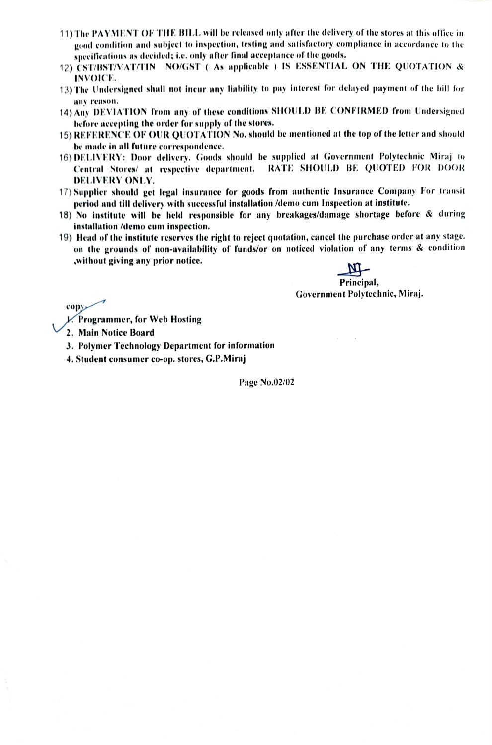11) The **PAYMENT OF THE BILL** will be released only after the delivery of the stores at this office in good condition and subject to inspection, testing and satisfactory compliance in accordance to the specifications as decided; i.e. only after final acceptance of the goods.
12) **CST/BST/VAT/TIN NO/GST ( As applicable ) IS ESSENTIAL ON THE QUOTATION & INVOICE.**
13) The Undersigned shall not incur any liability to pay interest for delayed payment of the bill for any reason.
14) Any **DEVIATION** from any of these conditions **SHOULD BE CONFIRMED** from Undersigned before accepting the order for supply of the stores.
15) **REFERENCE OF OUR QUOTATION No.** should be mentioned at the top of the letter and should be made in all future correspondence.
16) **DELIVERY:** Door delivery. Goods should be supplied at Government Polytechnic Miraj to Central Stores/ at respective department. **RATE SHOULD BE QUOTED FOR DOOR DELIVERY ONLY.**
17) Supplier should get legal insurance for goods from authentic Insurance Company For transit period and till delivery with successful installation /demo cum Inspection at institute.
18) No institute will be held responsible for any breakages/damage shortage before & during installation /demo cum inspection.
19) Head of the institute reserves the right to reject quotation, cancel the purchase order at any stage. on the grounds of non-availability of funds/or on noticed violation of any terms & condition ,without giving any prior notice.

Principal,
Government Polytechnic, Miraj.

copy
1. Programmer, for Web Hosting
2. Main Notice Board
3. Polymer Technology Department for information
4. Student consumer co-op. stores, G.P.Miraj